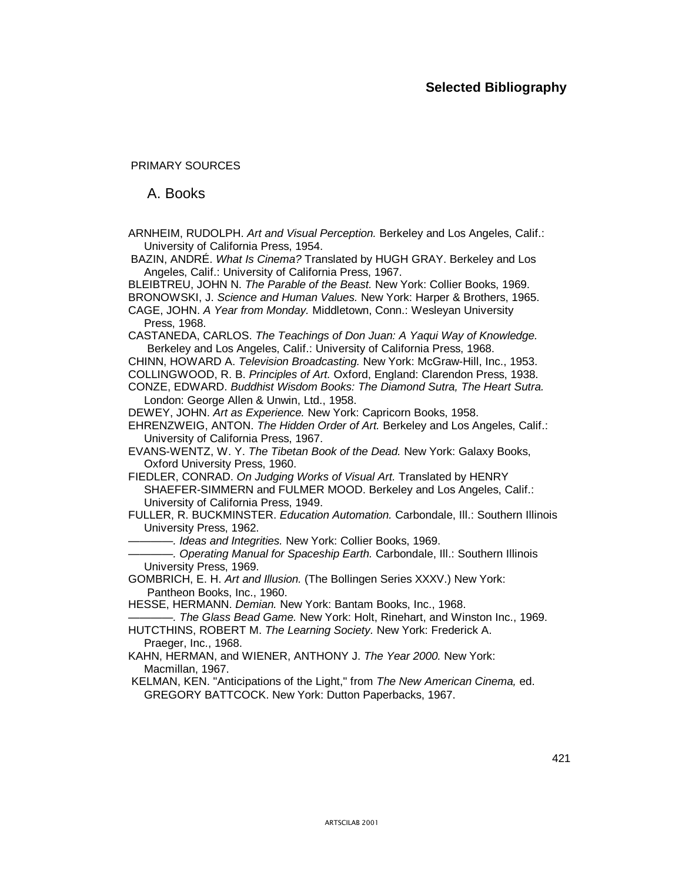# Selected Bibliography

PRIMARY SOURCES

## A. Books

ARNHEIM, RUDOLPH. *Art and Visual Perception.* Berkeley and Los Angeles, Calif.: University of California Press, 1954.

BAZIN, ANDRÉ. *What Is Cinema?* Translated by HUGH GRAY. Berkeley and Los Angeles, Calif.: University of California Press, 1967.

BLEIBTREU, JOHN N. *The Parable of the Beast.* New York: Collier Books, 1969.

BRONOWSKI, J. *Science and Human Values.* New York: Harper & Brothers, 1965.

CAGE, JOHN. *A Year from Monday.* Middletown, Conn.: Wesleyan University Press, 1968.

CASTANEDA, CARLOS. *The Teachings of Don Juan: A Yaqui Way of Knowledge.* Berkeley and Los Angeles, Calif.: University of California Press, 1968.

CHINN, HOWARD A. *Television Broadcasting.* New York: McGraw-Hill, Inc., 1953.

COLLINGWOOD, R. B. *Principles of Art.* Oxford, England: Clarendon Press, 1938.

CONZE, EDWARD. *Buddhist Wisdom Books: The Diamond Sutra, The Heart Sutra.* London: George Allen & Unwin, Ltd., 1958.

DEWEY, JOHN. *Art as Experience.* New York: Capricorn Books, 1958.

EHRENZWEIG, ANTON. *The Hidden Order of Art.* Berkeley and Los Angeles, Calif.: University of California Press, 1967.

EVANS-WENTZ, W. Y. *The Tibetan Book of the Dead.* New York: Galaxy Books, Oxford University Press, 1960.

FIEDLER, CONRAD. *On Judging Works of Visual Art.* Translated by HENRY SHAEFER-SIMMERN and FULMER MOOD. Berkeley and Los Angeles, Calif.: University of California Press, 1949.

FULLER, R. BUCKMINSTER. *Education Automation.* Carbondale, Ill.: Southern Illinois University Press, 1962.

———. *Ideas and Integrities.* New York: Collier Books, 1969.

———. *Operating Manual for Spaceship Earth.* Carbondale, Ill.: Southern Illinois University Press, 1969.

GOMBRICH, E. H. *Art and Illusion.* (The Bollingen Series XXXV.) New York: Pantheon Books, Inc., 1960.

HESSE, HERMANN. *Demian.* New York: Bantam Books, Inc., 1968.

———. *The Glass Bead Game.* New York: Holt, Rinehart, and Winston Inc., 1969.

HUTCTHINS, ROBERT M. *The Learning Society.* New York: Frederick A. Praeger, Inc., 1968.

KAHN, HERMAN, and WIENER, ANTHONY J. *The Year 2000.* New York: Macmillan, 1967.

KELMAN, KEN. "Anticipations of the Light," from *The New American Cinema,* ed. GREGORY BATTCOCK. New York: Dutton Paperbacks, 1967.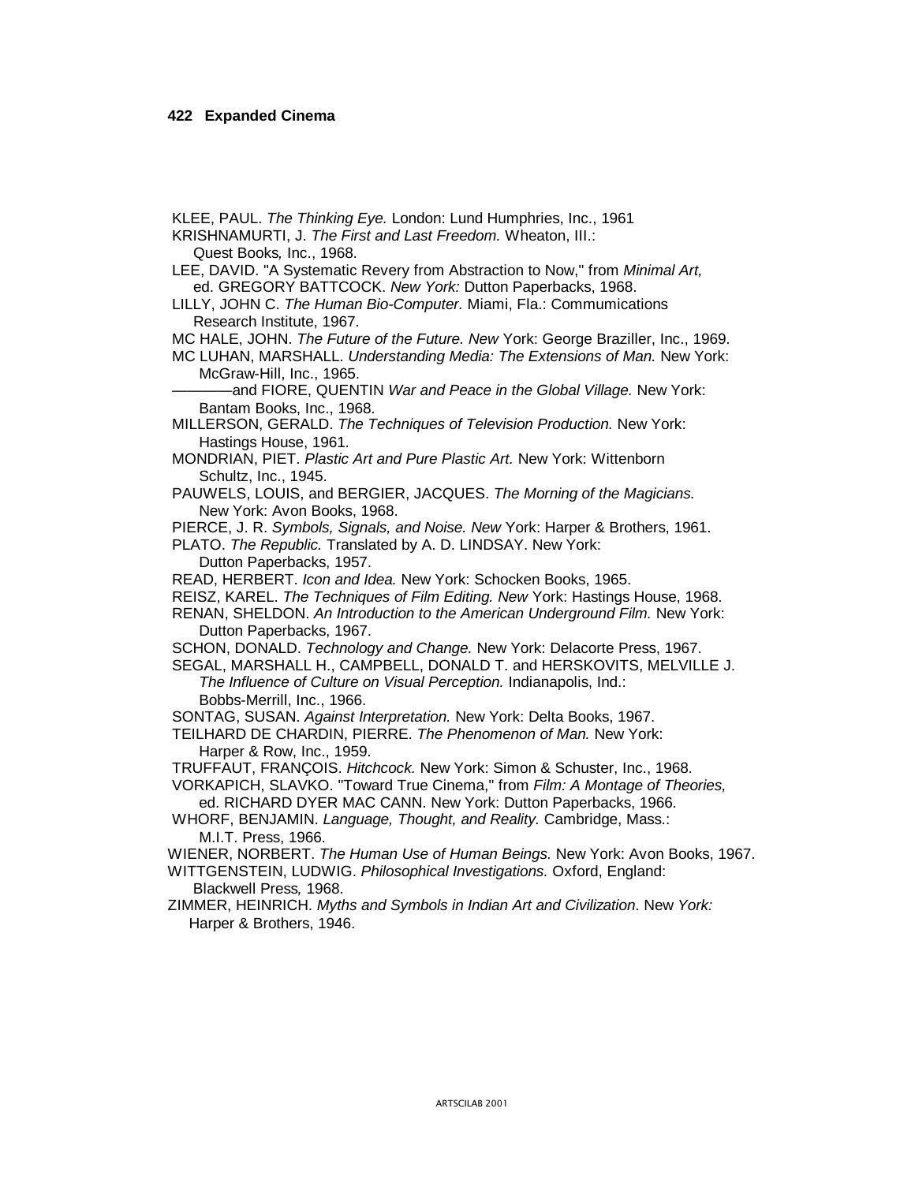KLEE, PAUL. *The Thinking Eye.* London: Lund Humphries, Inc., 1961

KRISHNAMURTI, J. *The First and Last Freedom.* Wheaton, III.: Quest Books, Inc., 1968.

LEE, DAVID. "A Systematic Revery from Abstraction to Now," from *Minimal Art,* ed. GREGORY BATTCOCK. *New York:* Dutton Paperbacks, 1968.

LILLY, JOHN C. *The Human Bio-Computer.* Miami, Fla.: Commumications Research Institute, 1967.

MC HALE, JOHN. *The Future of the Future. New* York: George Braziller, Inc., 1969.

MC LUHAN, MARSHALL. *Understanding Media: The Extensions of Man.* New York: McGraw-Hill, Inc., 1965.

————and FIORE, QUENTIN *War and Peace in the Global Village.* New York: Bantam Books, Inc., 1968.

MILLERSON, GERALD. *The Techniques of Television Production.* New York: Hastings House, 1961.

MONDRIAN, PIET. *Plastic Art and Pure Plastic Art.* New York: Wittenborn Schultz, Inc., 1945.

PAUWELS, LOUIS, and BERGIER, JACQUES. *The Morning of the Magicians.* New York: Avon Books, 1968.

PIERCE, J. R. *Symbols, Signals, and Noise. New* York: Harper & Brothers, 1961.

PLATO. *The Republic.* Translated by A. D. LINDSAY. New York: Dutton Paperbacks, 1957.

READ, HERBERT. *Icon and Idea.* New York: Schocken Books, 1965.

REISZ, KAREL. *The Techniques of Film Editing. New* York: Hastings House, 1968.

RENAN, SHELDON. *An Introduction to the American Underground Film.* New York: Dutton Paperbacks, 1967.

SCHON, DONALD. *Technology and Change.* New York: Delacorte Press, 1967.

SEGAL, MARSHALL H., CAMPBELL, DONALD T. and HERSKOVITS, MELVILLE J. *The Influence of Culture on Visual Perception.* Indianapolis, Ind.: Bobbs-Merrill, Inc., 1966.

SONTAG, SUSAN. *Against Interpretation.* New York: Delta Books, 1967.

TEILHARD DE CHARDIN, PIERRE. *The Phenomenon of Man.* New York: Harper & Row, Inc., 1959.

TRUFFAUT, FRANÇOIS. *Hitchcock.* New York: Simon & Schuster, Inc., 1968.

VORKAPICH, SLAVKO. "Toward True Cinema," from *Film: A Montage of Theories,* ed. RICHARD DYER MAC CANN. New York: Dutton Paperbacks, 1966.

WHORF, BENJAMIN. *Language, Thought, and Reality.* Cambridge, Mass.: M.I.T. Press, 1966.

WIENER, NORBERT. *The Human Use of Human Beings.* New York: Avon Books, 1967.

WITTGENSTEIN, LUDWIG. *Philosophical Investigations.* Oxford, England: Blackwell Press, 1968.

ZIMMER, HEINRICH. *Myths and Symbols in Indian Art and Civilization*. New *York:* Harper & Brothers, 1946.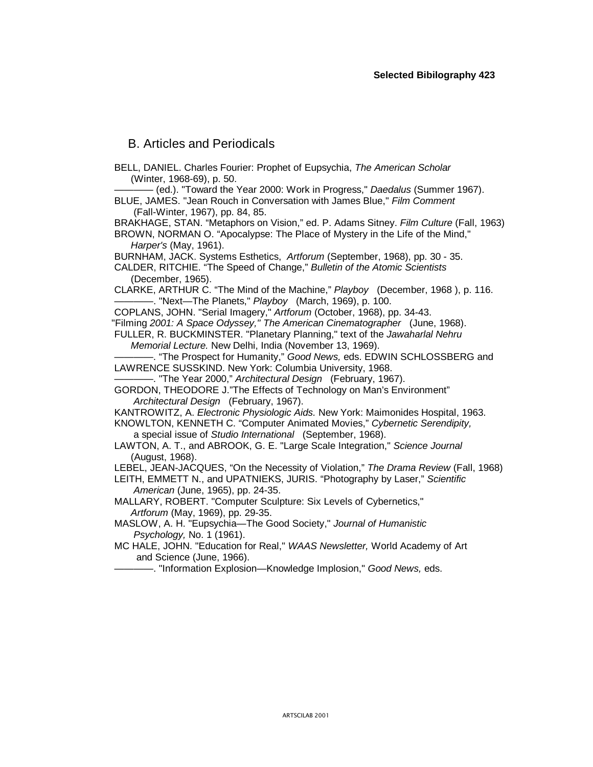## B. Articles and Periodicals

BELL, DANIEL. Charles Fourier: Prophet of Eupsychia, *The American Scholar* (Winter, 1968-69), p. 50.

———— (ed.). "Toward the Year 2000: Work in Progress," *Daedalus* (Summer 1967).

BLUE, JAMES. "Jean Rouch in Conversation with James Blue," *Film Comment* (Fall-Winter, 1967), pp. 84, 85.

BRAKHAGE, STAN. "Metaphors on Vision," ed. P. Adams Sitney. *Film Culture* (Fall, 1963)

BROWN, NORMAN O. "Apocalypse: The Place of Mystery in the Life of the Mind," *Harper's* (May, 1961).

BURNHAM, JACK. Systems Esthetics, *Artforum* (September, 1968), pp. 30 - 35.

CALDER, RITCHIE. "The Speed of Change," *Bulletin of the Atomic Scientists* (December, 1965).

CLARKE, ARTHUR C. "The Mind of the Machine," *Playboy* (December, 1968 ), p. 116.

————. "Next—The Planets," *Playboy* (March, 1969), p. 100.

COPLANS, JOHN. "Serial Imagery," *Artforum* (October, 1968), pp. 34-43.

"Filming *2001: A Space Odyssey," The American Cinematographer* (June, 1968).

FULLER, R. BUCKMINSTER. "Planetary Planning," text of the *Jawaharlal Nehru Memorial Lecture.* New Delhi, India (November 13, 1969).

————. "The Prospect for Humanity," *Good News,* eds. EDWIN SCHLOSSBERG and LAWRENCE SUSSKIND. New York: Columbia University, 1968.

————. "The Year 2000," *Architectural Design* (February, 1967).

GORDON, THEODORE J."The Effects of Technology on Man's Environment" *Architectural Design* (February, 1967).

KANTROWITZ, A. *Electronic Physiologic Aids.* New York: Maimonides Hospital, 1963.

KNOWLTON, KENNETH C. "Computer Animated Movies," *Cybernetic Serendipity,* a special issue of *Studio International* (September, 1968).

LAWTON, A. T., and ABROOK, G. E. "Large Scale Integration," *Science Journal* (August, 1968).

LEBEL, JEAN-JACQUES, "On the Necessity of Violation," *The Drama Review* (Fall, 1968)

LEITH, EMMETT N., and UPATNIEKS, JURIS. "Photography by Laser," *Scientific American* (June, 1965), pp. 24-35.

MALLARY, ROBERT. "Computer Sculpture: Six Levels of Cybernetics," *Artforum* (May, 1969), pp. 29-35.

MASLOW, A. H. "Eupsychia—The Good Society," *Journal of Humanistic Psychology,* No. 1 (1961).

MC HALE, JOHN. "Education for Real," *WAAS Newsletter,* World Academy of Art and Science (June, 1966).

————. "Information Explosion—Knowledge Implosion," *Good News,* eds.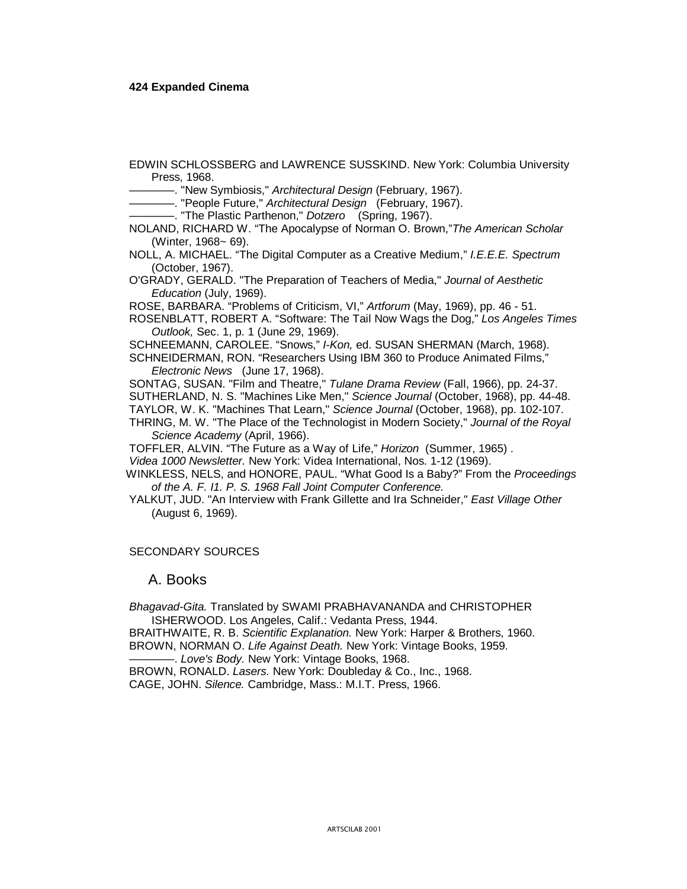EDWIN SCHLOSSBERG and LAWRENCE SUSSKIND. New York: Columbia University Press, 1968.

———. "New Symbiosis," *Architectural Design* (February, 1967).

———. "People Future," *Architectural Design* (February, 1967).

———. "The Plastic Parthenon," *Dotzero* (Spring, 1967).

NOLAND, RICHARD W. "The Apocalypse of Norman O. Brown,"*The American Scholar* (Winter, 1968~ 69).

NOLL, A. MICHAEL. "The Digital Computer as a Creative Medium," *I.E.E.E. Spectrum* (October, 1967).

O'GRADY, GERALD. "The Preparation of Teachers of Media," *Journal of Aesthetic Education* (July, 1969).

ROSE, BARBARA. "Problems of Criticism, VI," *Artforum* (May, 1969), pp. 46 - 51.

ROSENBLATT, ROBERT A. "Software: The Tail Now Wags the Dog," *Los Angeles Times Outlook,* Sec. 1, p. 1 (June 29, 1969).

SCHNEEMANN, CAROLEE. "Snows," *I-Kon,* ed. SUSAN SHERMAN (March, 1968).

SCHNEIDERMAN, RON. "Researchers Using IBM 360 to Produce Animated Films," *Electronic News* (June 17, 1968).

SONTAG, SUSAN. "Film and Theatre," *Tulane Drama Review* (Fall, 1966), pp. 24-37.

SUTHERLAND, N. S. "Machines Like Men," *Science Journal* (October, 1968), pp. 44-48.

TAYLOR, W. K. "Machines That Learn," *Science Journal* (October, 1968), pp. 102-107.

THRING, M. W. "The Place of the Technologist in Modern Society," *Journal of the Royal Science Academy* (April, 1966).

TOFFLER, ALVIN. "The Future as a Way of Life," *Horizon* (Summer, 1965) .

*Videa 1000 Newsletter.* New York: Videa International, Nos. 1-12 (1969).

WINKLESS, NELS, and HONORE, PAUL. "What Good Is a Baby?" From the *Proceedings of the A. F. I1. P. S. 1968 Fall Joint Computer Conference.*

YALKUT, JUD. "An Interview with Frank Gillette and Ira Schneider," *East Village Other* (August 6, 1969).

SECONDARY SOURCES

## A. Books

*Bhagavad-Gita.* Translated by SWAMI PRABHAVANANDA and CHRISTOPHER ISHERWOOD. Los Angeles, Calif.: Vedanta Press, 1944.

BRAITHWAITE, R. B. *Scientific Explanation.* New York: Harper & Brothers, 1960.

BROWN, NORMAN O. *Life Against Death.* New York: Vintage Books, 1959.

———. *Love's Body.* New York: Vintage Books, 1968.

BROWN, RONALD. *Lasers.* New York: Doubleday & Co., Inc., 1968.

CAGE, JOHN. *Silence.* Cambridge, Mass.: M.I.T. Press, 1966.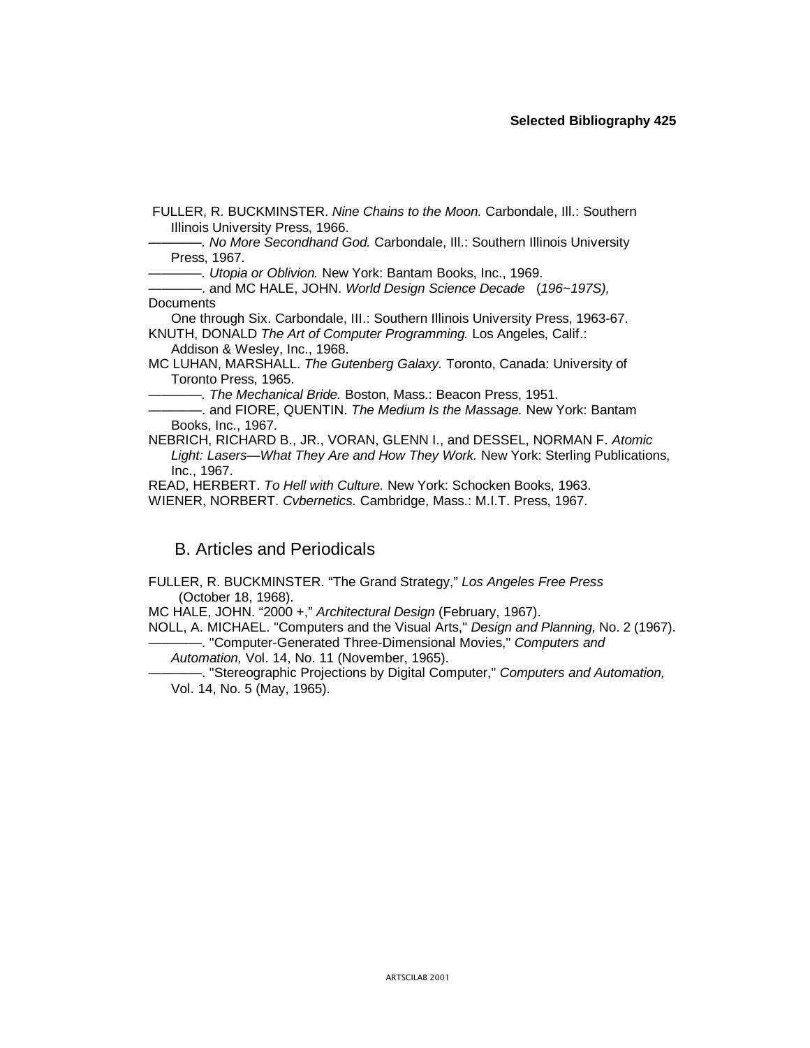FULLER, R. BUCKMINSTER. *Nine Chains to the Moon.* Carbondale, Ill.: Southern Illinois University Press, 1966.

————. *No More Secondhand God.* Carbondale, Ill.: Southern Illinois University Press, 1967.

————. *Utopia or Oblivion.* New York: Bantam Books, Inc., 1969.

————. and MC HALE, JOHN. *World Design Science Decade* (*196~197S),* Documents One through Six. Carbondale, III.: Southern Illinois University Press, 1963-67.

KNUTH, DONALD *The Art of Computer Programming.* Los Angeles, Calif.: Addison & Wesley, Inc., 1968.

MC LUHAN, MARSHALL. *The Gutenberg Galaxy.* Toronto, Canada: University of Toronto Press, 1965.

————. *The Mechanical Bride.* Boston, Mass.: Beacon Press, 1951.

————. and FIORE, QUENTIN. *The Medium Is the Massage.* New York: Bantam Books, Inc., 1967.

NEBRICH, RICHARD B., JR., VORAN, GLENN I., and DESSEL, NORMAN F. *Atomic Light: Lasers—What They Are and How They Work.* New York: Sterling Publications, Inc., 1967.

READ, HERBERT. *To Hell with Culture.* New York: Schocken Books, 1963.

WIENER, NORBERT. *Cvbernetics.* Cambridge, Mass.: M.I.T. Press, 1967.

## B. Articles and Periodicals

FULLER, R. BUCKMINSTER. "The Grand Strategy," *Los Angeles Free Press* (October 18, 1968).

MC HALE, JOHN. "2000 +," *Architectural Design* (February, 1967).

NOLL, A. MICHAEL. "Computers and the Visual Arts," *Design and Planning,* No. 2 (1967).

————. "Computer-Generated Three-Dimensional Movies," *Computers and Automation,* Vol. 14, No. 11 (November, 1965).

————. "Stereographic Projections by Digital Computer," *Computers and Automation,* Vol. 14, No. 5 (May, 1965).